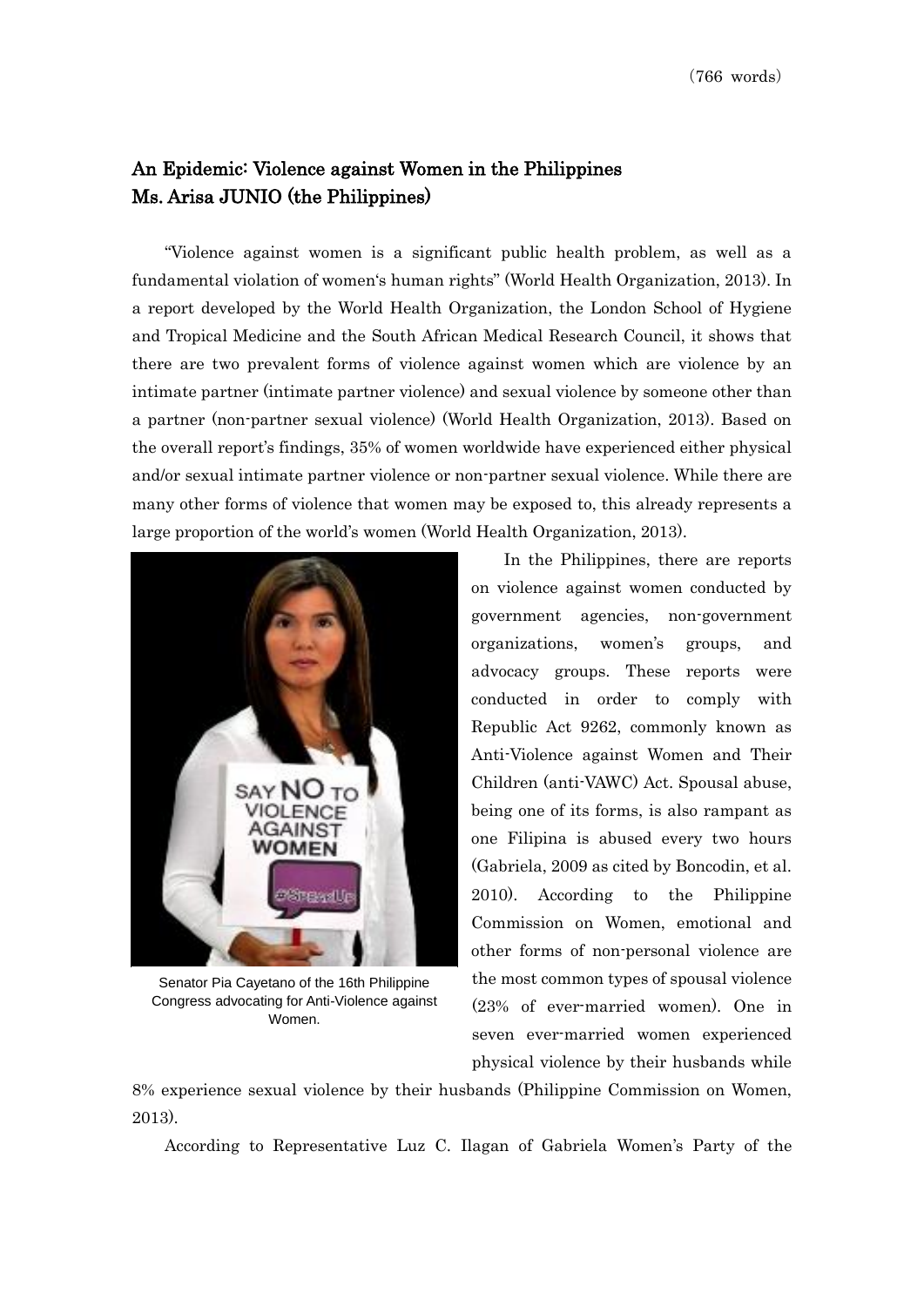(766 words)

# An Epidemic: Violence against Women in the Philippines
## Ms. Arisa JUNIO (the Philippines)

"Violence against women is a significant public health problem, as well as a fundamental violation of women's human rights" (World Health Organization, 2013). In a report developed by the World Health Organization, the London School of Hygiene and Tropical Medicine and the South African Medical Research Council, it shows that there are two prevalent forms of violence against women which are violence by an intimate partner (intimate partner violence) and sexual violence by someone other than a partner (non-partner sexual violence) (World Health Organization, 2013). Based on the overall report's findings, 35% of women worldwide have experienced either physical and/or sexual intimate partner violence or non-partner sexual violence. While there are many other forms of violence that women may be exposed to, this already represents a large proportion of the world's women (World Health Organization, 2013).

Senator Pia Cayetano of the 16th Philippine Congress advocating for Anti-Violence against Women.

In the Philippines, there are reports on violence against women conducted by government agencies, non-government organizations, women's groups, and advocacy groups. These reports were conducted in order to comply with Republic Act 9262, commonly known as Anti-Violence against Women and Their Children (anti-VAWC) Act. Spousal abuse, being one of its forms, is also rampant as one Filipina is abused every two hours (Gabriela, 2009 as cited by Boncodin, et al. 2010). According to the Philippine Commission on Women, emotional and other forms of non-personal violence are the most common types of spousal violence (23% of ever-married women). One in seven ever-married women experienced physical violence by their husbands while 8% experience sexual violence by their husbands (Philippine Commission on Women, 2013).

According to Representative Luz C. Ilagan of Gabriela Women's Party of the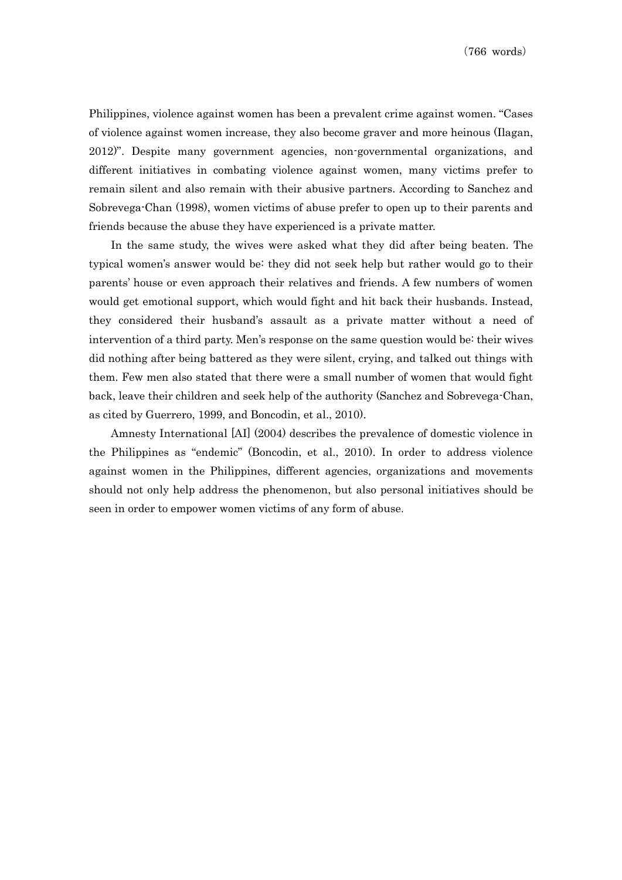(766 words)

Philippines, violence against women has been a prevalent crime against women. "Cases of violence against women increase, they also become graver and more heinous (Ilagan, 2012)". Despite many government agencies, non-governmental organizations, and different initiatives in combating violence against women, many victims prefer to remain silent and also remain with their abusive partners. According to Sanchez and Sobrevega-Chan (1998), women victims of abuse prefer to open up to their parents and friends because the abuse they have experienced is a private matter.

In the same study, the wives were asked what they did after being beaten. The typical women's answer would be: they did not seek help but rather would go to their parents' house or even approach their relatives and friends. A few numbers of women would get emotional support, which would fight and hit back their husbands. Instead, they considered their husband's assault as a private matter without a need of intervention of a third party. Men's response on the same question would be: their wives did nothing after being battered as they were silent, crying, and talked out things with them. Few men also stated that there were a small number of women that would fight back, leave their children and seek help of the authority (Sanchez and Sobrevega-Chan, as cited by Guerrero, 1999, and Boncodin, et al., 2010).

Amnesty International [AI] (2004) describes the prevalence of domestic violence in the Philippines as "endemic" (Boncodin, et al., 2010). In order to address violence against women in the Philippines, different agencies, organizations and movements should not only help address the phenomenon, but also personal initiatives should be seen in order to empower women victims of any form of abuse.